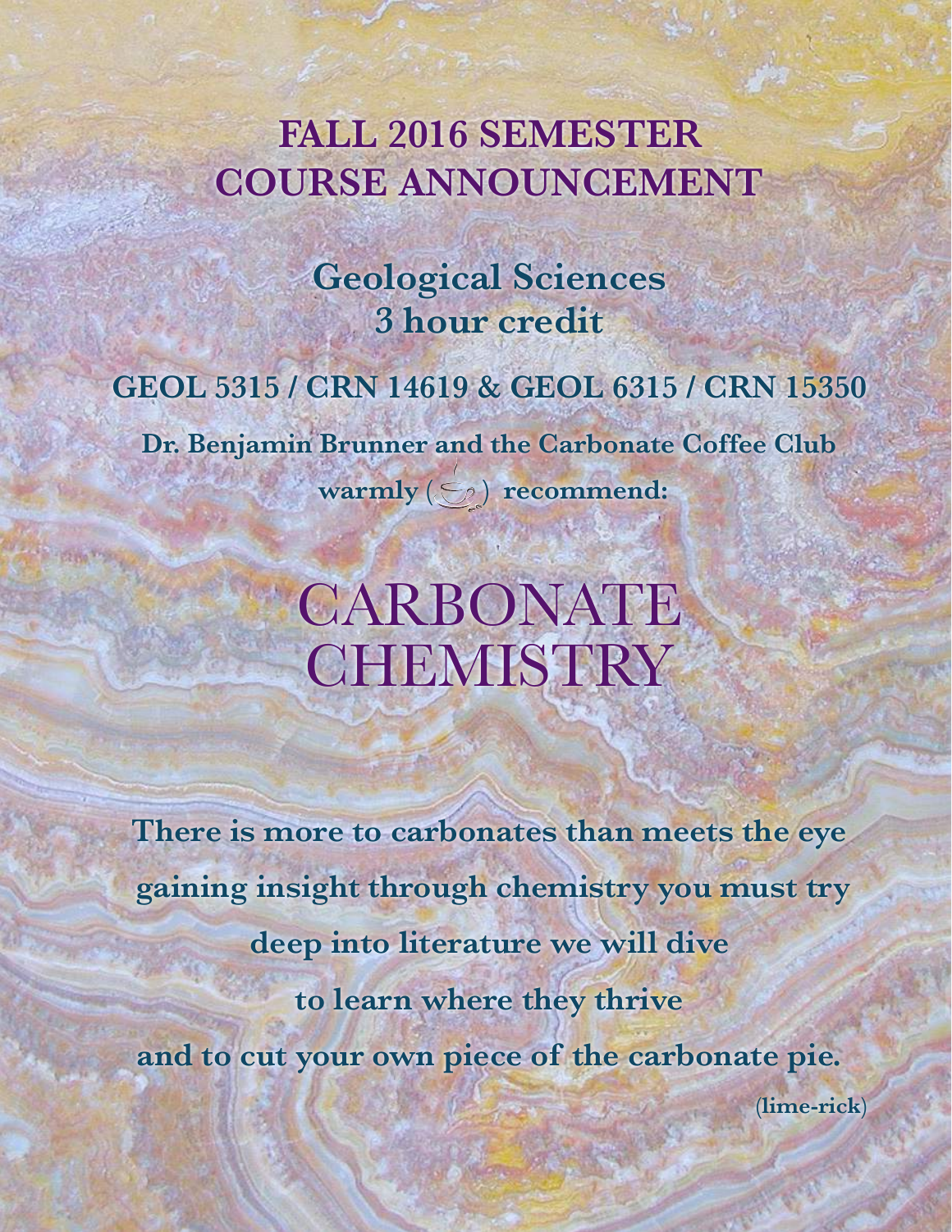# FALL 2016 SEMESTER COURSE ANNOUNCEMENT

## Geological Sciences
## 3 hour credit

**GEOL 5315 / CRN 14619 & GEOL 6315 / CRN 15350**

**Dr. Benjamin Brunner and the Carbonate Coffee Club warmly ( ) recommend:**

# CARBONATE CHEMISTRY

**There is more to carbonates than meets the eye**

**gaining insight through chemistry you must try**

**deep into literature we will dive**

**to learn where they thrive**

**and to cut your own piece of the carbonate pie.**

**(lime-rick)**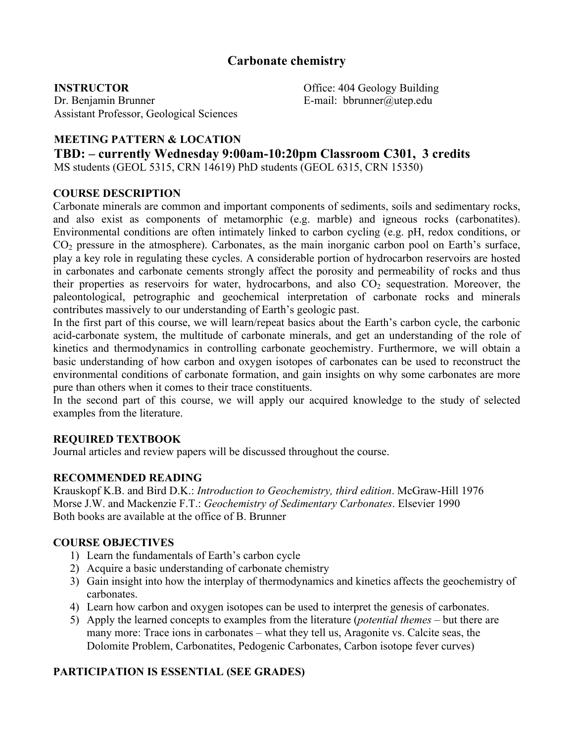# Carbonate chemistry

**INSTRUCTOR**
Dr. Benjamin Brunner
Assistant Professor, Geological Sciences

Office: 404 Geology Building
E-mail: bbrunner@utep.edu

**MEETING PATTERN & LOCATION**

**TBD: – currently Wednesday 9:00am-10:20pm Classroom C301, 3 credits**

MS students (GEOL 5315, CRN 14619) PhD students (GEOL 6315, CRN 15350)

**COURSE DESCRIPTION**

Carbonate minerals are common and important components of sediments, soils and sedimentary rocks, and also exist as components of metamorphic (e.g. marble) and igneous rocks (carbonatites). Environmental conditions are often intimately linked to carbon cycling (e.g. pH, redox conditions, or $CO_2$ pressure in the atmosphere). Carbonates, as the main inorganic carbon pool on Earth's surface, play a key role in regulating these cycles. A considerable portion of hydrocarbon reservoirs are hosted in carbonates and carbonate cements strongly affect the porosity and permeability of rocks and thus their properties as reservoirs for water, hydrocarbons, and also $CO_2$ sequestration. Moreover, the paleontological, petrographic and geochemical interpretation of carbonate rocks and minerals contributes massively to our understanding of Earth's geologic past.

In the first part of this course, we will learn/repeat basics about the Earth's carbon cycle, the carbonic acid-carbonate system, the multitude of carbonate minerals, and get an understanding of the role of kinetics and thermodynamics in controlling carbonate geochemistry. Furthermore, we will obtain a basic understanding of how carbon and oxygen isotopes of carbonates can be used to reconstruct the environmental conditions of carbonate formation, and gain insights on why some carbonates are more pure than others when it comes to their trace constituents.

In the second part of this course, we will apply our acquired knowledge to the study of selected examples from the literature.

**REQUIRED TEXTBOOK**

Journal articles and review papers will be discussed throughout the course.

**RECOMMENDED READING**

Krauskopf K.B. and Bird D.K.: *Introduction to Geochemistry, third edition*. McGraw-Hill 1976
Morse J.W. and Mackenzie F.T.: *Geochemistry of Sedimentary Carbonates*. Elsevier 1990
Both books are available at the office of B. Brunner

**COURSE OBJECTIVES**

1) Learn the fundamentals of Earth's carbon cycle
2) Acquire a basic understanding of carbonate chemistry
3) Gain insight into how the interplay of thermodynamics and kinetics affects the geochemistry of carbonates.
4) Learn how carbon and oxygen isotopes can be used to interpret the genesis of carbonates.
5) Apply the learned concepts to examples from the literature (*potential themes* – but there are many more: Trace ions in carbonates – what they tell us, Aragonite vs. Calcite seas, the Dolomite Problem, Carbonatites, Pedogenic Carbonates, Carbon isotope fever curves)

**PARTICIPATION IS ESSENTIAL (SEE GRADES)**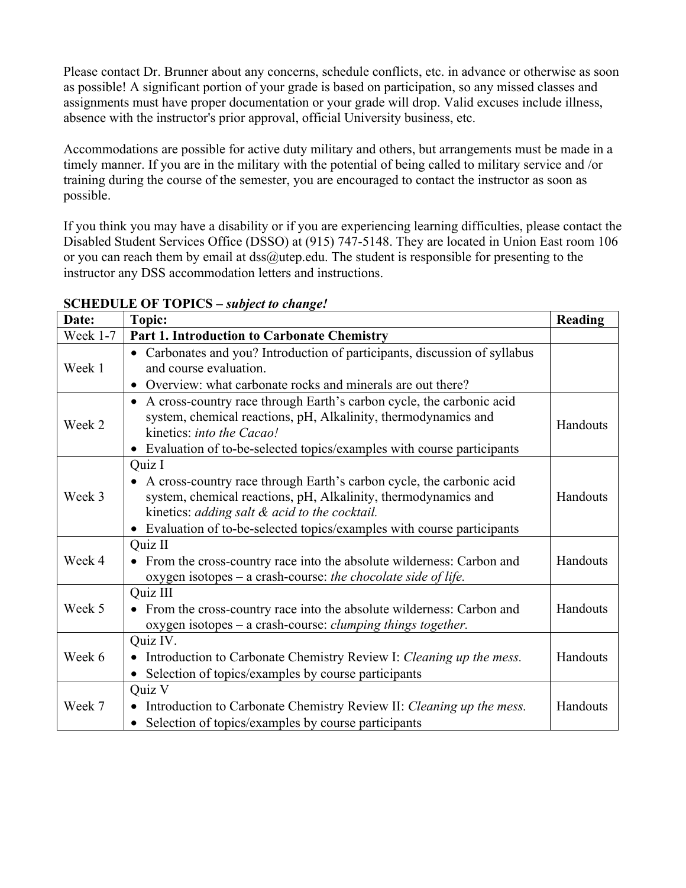Please contact Dr. Brunner about any concerns, schedule conflicts, etc. in advance or otherwise as soon as possible! A significant portion of your grade is based on participation, so any missed classes and assignments must have proper documentation or your grade will drop. Valid excuses include illness, absence with the instructor's prior approval, official University business, etc.

Accommodations are possible for active duty military and others, but arrangements must be made in a timely manner. If you are in the military with the potential of being called to military service and /or training during the course of the semester, you are encouraged to contact the instructor as soon as possible.

If you think you may have a disability or if you are experiencing learning difficulties, please contact the Disabled Student Services Office (DSSO) at (915) 747-5148. They are located in Union East room 106 or you can reach them by email at dss@utep.edu. The student is responsible for presenting to the instructor any DSS accommodation letters and instructions.

**SCHEDULE OF TOPICS –** ***subject to change!***

| Date: | Topic: | Reading |
|---|---|---|
| Week 1-7 | **Part 1. Introduction to Carbonate Chemistry** | |
| Week 1 | • Carbonates and you? Introduction of participants, discussion of syllabus and course evaluation.<br>• Overview: what carbonate rocks and minerals are out there? | |
| Week 2 | • A cross-country race through Earth's carbon cycle, the carbonic acid system, chemical reactions, pH, Alkalinity, thermodynamics and kinetics: *into the Cacao!*<br>• Evaluation of to-be-selected topics/examples with course participants | Handouts |
| Week 3 | Quiz I<br>• A cross-country race through Earth's carbon cycle, the carbonic acid system, chemical reactions, pH, Alkalinity, thermodynamics and kinetics: *adding salt & acid to the cocktail.*<br>• Evaluation of to-be-selected topics/examples with course participants | Handouts |
| Week 4 | Quiz II<br>• From the cross-country race into the absolute wilderness: Carbon and oxygen isotopes – a crash-course: *the chocolate side of life.* | Handouts |
| Week 5 | Quiz III<br>• From the cross-country race into the absolute wilderness: Carbon and oxygen isotopes – a crash-course: *clumping things together.* | Handouts |
| Week 6 | Quiz IV.<br>• Introduction to Carbonate Chemistry Review I: *Cleaning up the mess.*<br>• Selection of topics/examples by course participants | Handouts |
| Week 7 | Quiz V<br>• Introduction to Carbonate Chemistry Review II: *Cleaning up the mess.*<br>• Selection of topics/examples by course participants | Handouts |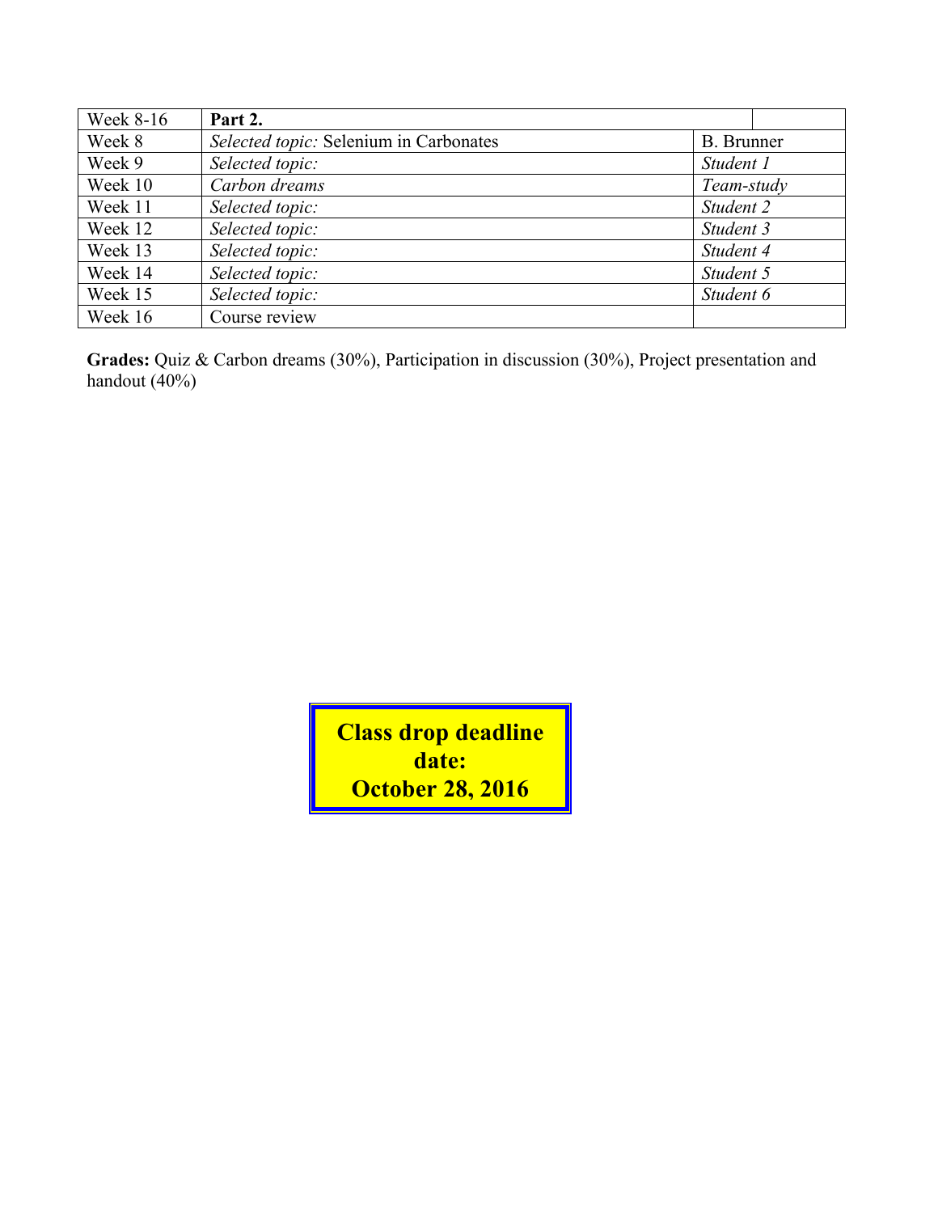| | | |
|---|---|---|
| Week 8-16 | **Part 2.** | |
| Week 8 | *Selected topic:* Selenium in Carbonates | B. Brunner |
| Week 9 | *Selected topic:* | *Student 1* |
| Week 10 | *Carbon dreams* | *Team-study* |
| Week 11 | *Selected topic:* | *Student 2* |
| Week 12 | *Selected topic:* | *Student 3* |
| Week 13 | *Selected topic:* | *Student 4* |
| Week 14 | *Selected topic:* | *Student 5* |
| Week 15 | *Selected topic:* | *Student 6* |
| Week 16 | Course review | |

**Grades:** Quiz & Carbon dreams (30%), Participation in discussion (30%), Project presentation and handout (40%)

**Class drop deadline date: October 28, 2016**